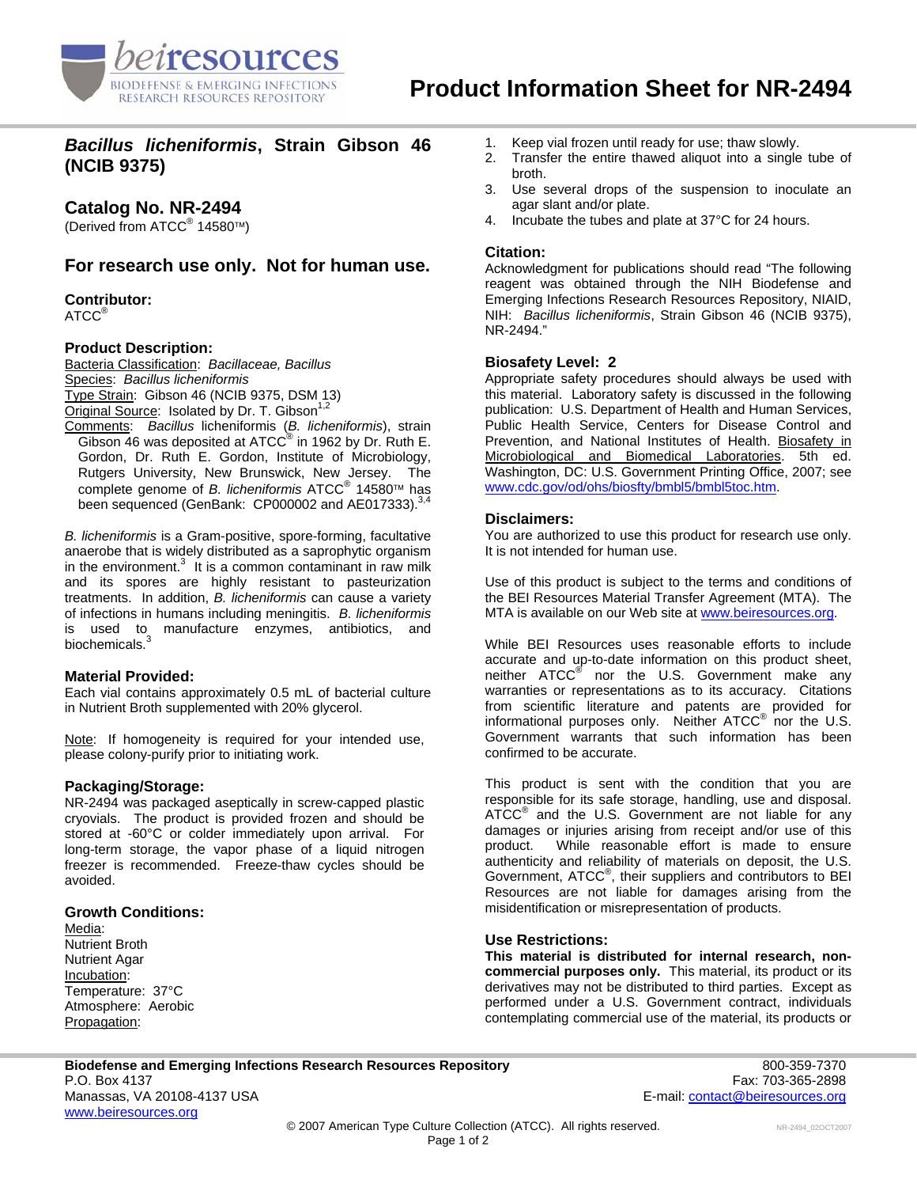# Product Information Sheet for NR-2494

## *Bacillus licheniformis*, Strain Gibson 46 (NCIB 9375)

## Catalog No. NR-2494

(Derived from ATCC® 14580™)

## For research use only. Not for human use.

### Contributor:

ATCC®

### Product Description:

Bacteria Classification: *Bacillaceae, Bacillus*
Species: *Bacillus licheniformis*
Type Strain: Gibson 46 (NCIB 9375, DSM 13)
Original Source: Isolated by Dr. T. Gibson[1,2]
Comments: *Bacillus* licheniformis (*B. licheniformis*), strain Gibson 46 was deposited at ATCC® in 1962 by Dr. Ruth E. Gordon, Dr. Ruth E. Gordon, Institute of Microbiology, Rutgers University, New Brunswick, New Jersey. The complete genome of *B. licheniformis* ATCC® 14580™ has been sequenced (GenBank: CP000002 and AE017333).[3,4]

*B. licheniformis* is a Gram-positive, spore-forming, facultative anaerobe that is widely distributed as a saprophytic organism in the environment.[3] It is a common contaminant in raw milk and its spores are highly resistant to pasteurization treatments. In addition, *B. licheniformis* can cause a variety of infections in humans including meningitis. *B. licheniformis* is used to manufacture enzymes, antibiotics, and biochemicals.[3]

### Material Provided:

Each vial contains approximately 0.5 mL of bacterial culture in Nutrient Broth supplemented with 20% glycerol.

Note: If homogeneity is required for your intended use, please colony-purify prior to initiating work.

### Packaging/Storage:

NR-2494 was packaged aseptically in screw-capped plastic cryovials. The product is provided frozen and should be stored at -60°C or colder immediately upon arrival. For long-term storage, the vapor phase of a liquid nitrogen freezer is recommended. Freeze-thaw cycles should be avoided.

### Growth Conditions:

Media:
Nutrient Broth
Nutrient Agar
Incubation:
Temperature: 37°C
Atmosphere: Aerobic
Propagation:

1. Keep vial frozen until ready for use; thaw slowly.
2. Transfer the entire thawed aliquot into a single tube of broth.
3. Use several drops of the suspension to inoculate an agar slant and/or plate.
4. Incubate the tubes and plate at 37°C for 24 hours.

### Citation:

Acknowledgment for publications should read "The following reagent was obtained through the NIH Biodefense and Emerging Infections Research Resources Repository, NIAID, NIH: *Bacillus licheniformis*, Strain Gibson 46 (NCIB 9375), NR-2494."

### Biosafety Level: 2

Appropriate safety procedures should always be used with this material. Laboratory safety is discussed in the following publication: U.S. Department of Health and Human Services, Public Health Service, Centers for Disease Control and Prevention, and National Institutes of Health. Biosafety in Microbiological and Biomedical Laboratories. 5th ed. Washington, DC: U.S. Government Printing Office, 2007; see www.cdc.gov/od/ohs/biosfty/bmbl5/bmbl5toc.htm.

### Disclaimers:

You are authorized to use this product for research use only. It is not intended for human use.

Use of this product is subject to the terms and conditions of the BEI Resources Material Transfer Agreement (MTA). The MTA is available on our Web site at www.beiresources.org.

While BEI Resources uses reasonable efforts to include accurate and up-to-date information on this product sheet, neither ATCC® nor the U.S. Government make any warranties or representations as to its accuracy. Citations from scientific literature and patents are provided for informational purposes only. Neither ATCC® nor the U.S. Government warrants that such information has been confirmed to be accurate.

This product is sent with the condition that you are responsible for its safe storage, handling, use and disposal. ATCC® and the U.S. Government are not liable for any damages or injuries arising from receipt and/or use of this product. While reasonable effort is made to ensure authenticity and reliability of materials on deposit, the U.S. Government, ATCC®, their suppliers and contributors to BEI Resources are not liable for damages arising from the misidentification or misrepresentation of products.

### Use Restrictions:

**This material is distributed for internal research, non-commercial purposes only.** This material, its product or its derivatives may not be distributed to third parties. Except as performed under a U.S. Government contract, individuals contemplating commercial use of the material, its products or

**Biodefense and Emerging Infections Research Resources Repository**
P.O. Box 4137
Manassas, VA 20108-4137 USA
www.beiresources.org
800-359-7370
Fax: 703-365-2898
E-mail: contact@beiresources.org

© 2007 American Type Culture Collection (ATCC). All rights reserved.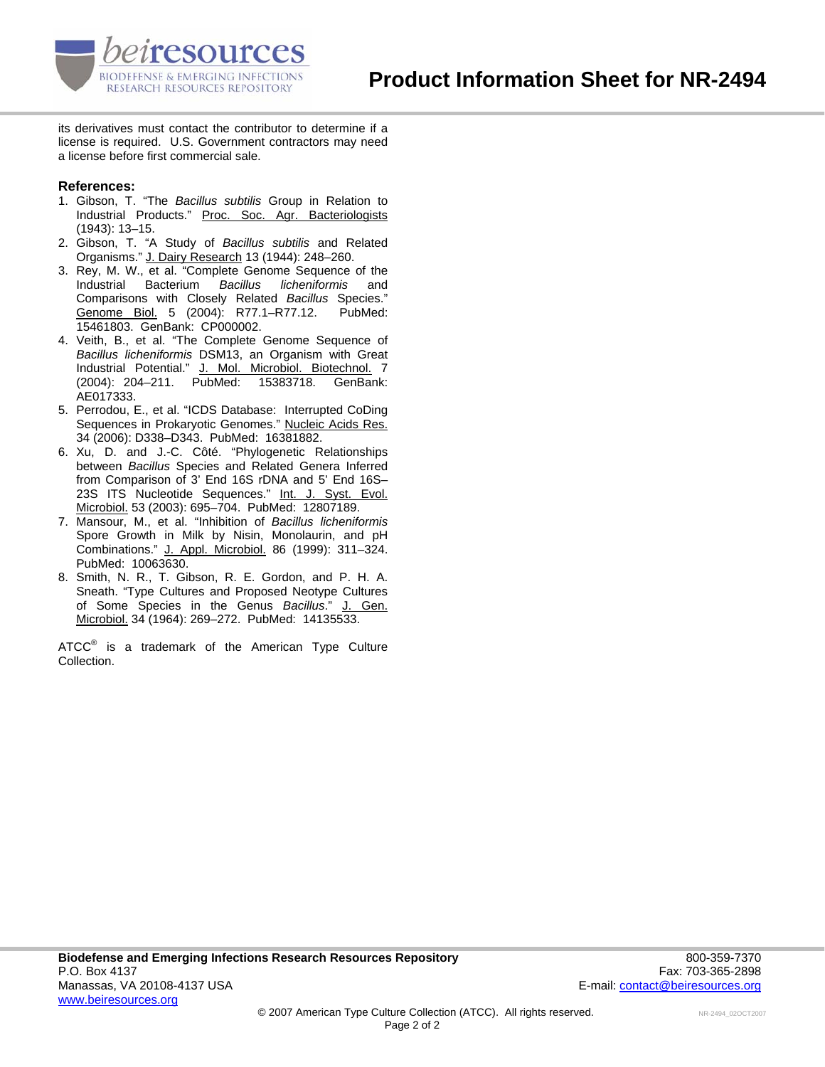its derivatives must contact the contributor to determine if a license is required. U.S. Government contractors may need a license before first commercial sale.

**References:**

1. Gibson, T. "The *Bacillus subtilis* Group in Relation to Industrial Products." Proc. Soc. Agr. Bacteriologists (1943): 13–15.
2. Gibson, T. "A Study of *Bacillus subtilis* and Related Organisms." J. Dairy Research 13 (1944): 248–260.
3. Rey, M. W., et al. "Complete Genome Sequence of the Industrial Bacterium *Bacillus licheniformis* and Comparisons with Closely Related *Bacillus* Species." Genome Biol. 5 (2004): R77.1–R77.12. PubMed: 15461803. GenBank: CP000002.
4. Veith, B., et al. "The Complete Genome Sequence of *Bacillus licheniformis* DSM13, an Organism with Great Industrial Potential." J. Mol. Microbiol. Biotechnol. 7 (2004): 204–211. PubMed: 15383718. GenBank: AE017333.
5. Perrodou, E., et al. "ICDS Database: Interrupted CoDing Sequences in Prokaryotic Genomes." Nucleic Acids Res. 34 (2006): D338–D343. PubMed: 16381882.
6. Xu, D. and J.-C. Côté. "Phylogenetic Relationships between *Bacillus* Species and Related Genera Inferred from Comparison of 3' End 16S rDNA and 5' End 16S–23S ITS Nucleotide Sequences." Int. J. Syst. Evol. Microbiol. 53 (2003): 695–704. PubMed: 12807189.
7. Mansour, M., et al. "Inhibition of *Bacillus licheniformis* Spore Growth in Milk by Nisin, Monolaurin, and pH Combinations." J. Appl. Microbiol. 86 (1999): 311–324. PubMed: 10063630.
8. Smith, N. R., T. Gibson, R. E. Gordon, and P. H. A. Sneath. "Type Cultures and Proposed Neotype Cultures of Some Species in the Genus *Bacillus*." J. Gen. Microbiol. 34 (1964): 269–272. PubMed: 14135533.

ATCC® is a trademark of the American Type Culture Collection.

**Biodefense and Emerging Infections Research Resources Repository**
P.O. Box 4137
Manassas, VA 20108-4137 USA
www.beiresources.org

800-359-7370
Fax: 703-365-2898
E-mail: contact@beiresources.org

© 2007 American Type Culture Collection (ATCC). All rights reserved.